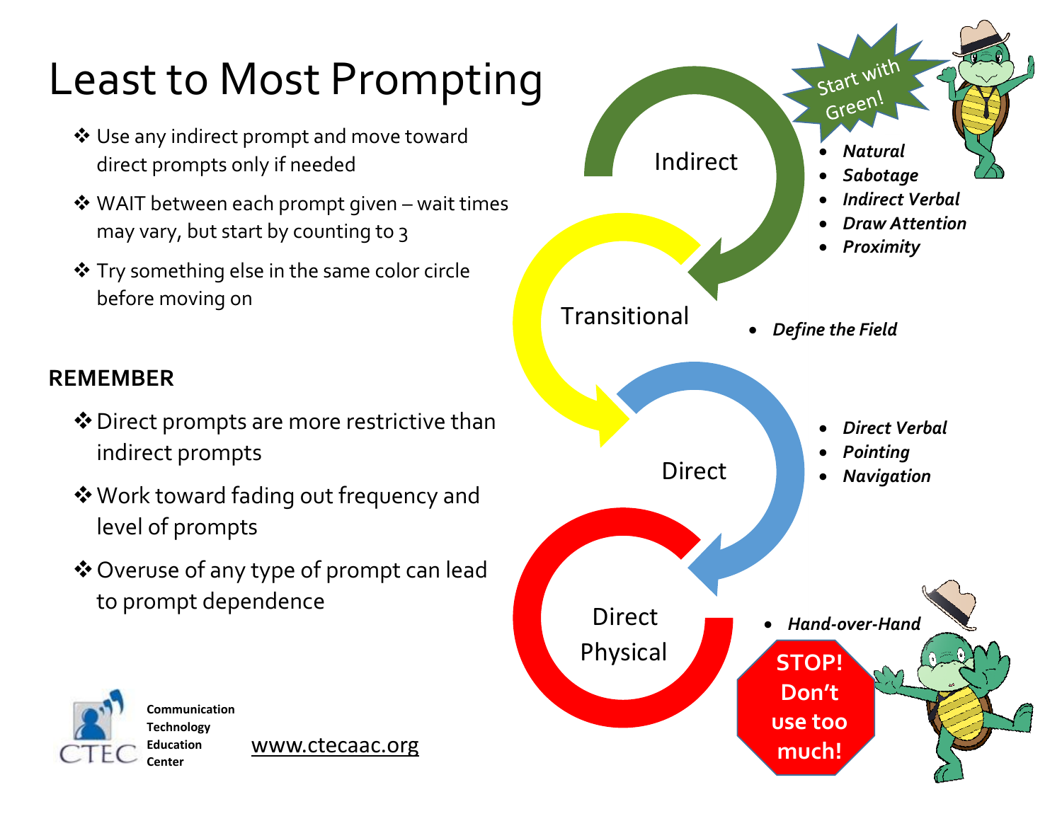# Least to Most Prompting

- Use any indirect prompt and move toward direct prompts only if needed
- WAIT between each prompt given – wait times may vary, but start by counting to 3
- Try something else in the same color circle before moving on

**REMEMBER**

- Direct prompts are more restrictive than indirect prompts
- Work toward fading out frequency and level of prompts
- Overuse of any type of prompt can lead to prompt dependence

Start with Green!

**Indirect**

- ***Natural***
- ***Sabotage***
- ***Indirect Verbal***
- ***Draw Attention***
- ***Proximity***

**Transitional**

- ***Define the Field***

**Direct**

- ***Direct Verbal***
- ***Pointing***
- ***Navigation***

**Direct Physical**

- ***Hand-over-Hand***

STOP! Don't use too much!

Communication Technology Education Center

www.ctecaac.org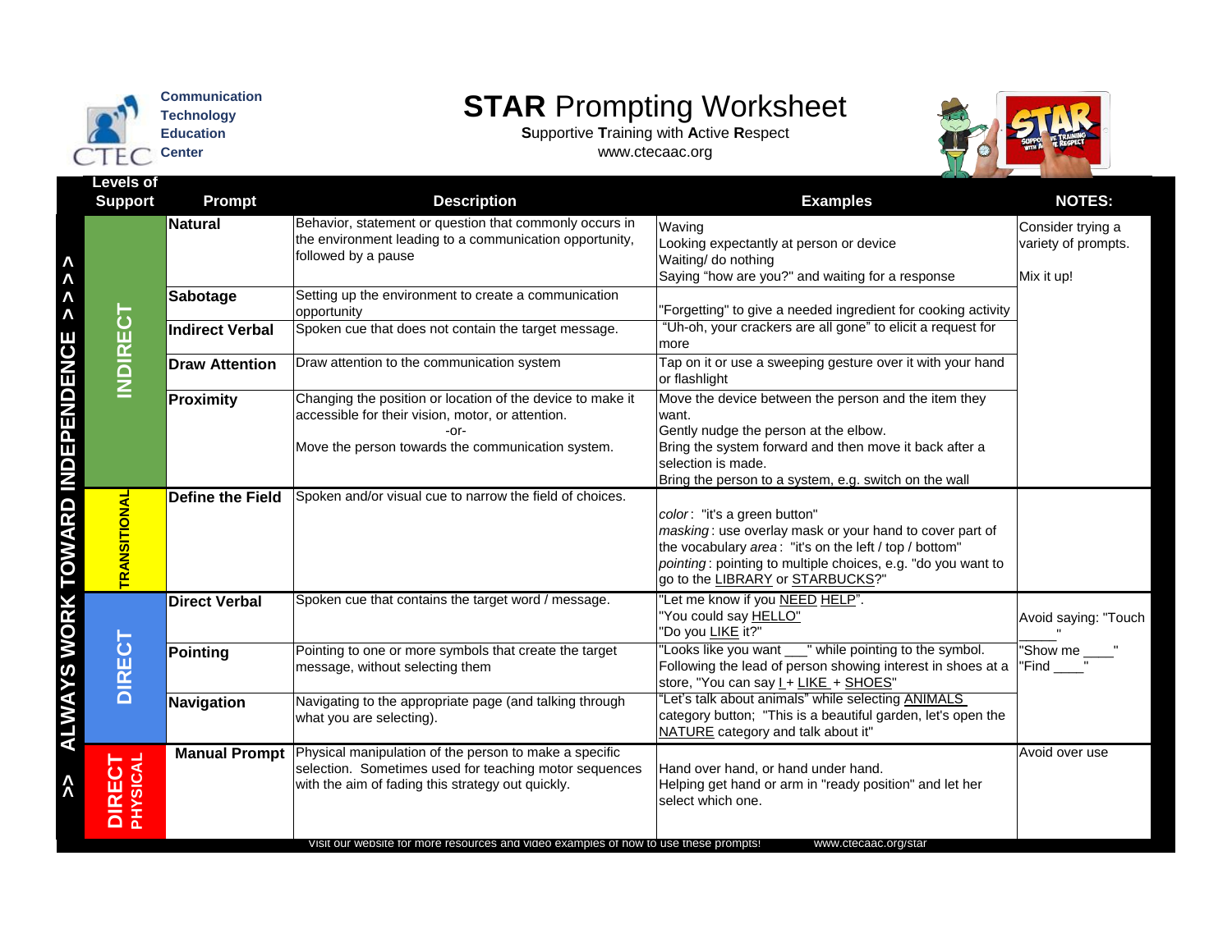Communication Technology Education Center

CTEC

# STAR Prompting Worksheet

**S**upportive **T**raining with **A**ctive **R**espect

www.ctecaac.org

ALWAYS WORK TOWARD INDEPENDENCE >>>>

| Levels of Support | Prompt | Description | Examples | NOTES: |
|---|---|---|---|---|
| INDIRECT | **Natural** | Behavior, statement or question that commonly occurs in the environment leading to a communication opportunity, followed by a pause | Waving<br>Looking expectantly at person or device<br>Waiting/ do nothing<br>Saying "how are you?" and waiting for a response | Consider trying a variety of prompts.<br><br>Mix it up! |
| | **Sabotage** | Setting up the environment to create a communication opportunity | "Forgetting" to give a needed ingredient for cooking activity | |
| | **Indirect Verbal** | Spoken cue that does not contain the target message. | "Uh-oh, your crackers are all gone" to elicit a request for more | |
| | **Draw Attention** | Draw attention to the communication system | Tap on it or use a sweeping gesture over it with your hand or flashlight | |
| | **Proximity** | Changing the position or location of the device to make it accessible for their vision, motor, or attention.<br>-or-<br>Move the person towards the communication system. | Move the device between the person and the item they want.<br>Gently nudge the person at the elbow.<br>Bring the system forward and then move it back after a selection is made.<br>Bring the person to a system, e.g. switch on the wall | |
| TRANSITIONAL | **Define the Field** | Spoken and/or visual cue to narrow the field of choices. | *color*: "it's a green button"<br>*masking*: use overlay mask or your hand to cover part of the vocabulary *area*: "it's on the left / top / bottom"<br>*pointing*: pointing to multiple choices, e.g. "do you want to go to the LIBRARY or STARBUCKS?" | |
| DIRECT | **Direct Verbal** | Spoken cue that contains the target word / message. | "Let me know if you NEED HELP".<br>"You could say HELLO"<br>"Do you LIKE it?" | Avoid saying: "Touch ____"<br>"Show me ____"<br>"Find ____" |
| | **Pointing** | Pointing to one or more symbols that create the target message, without selecting them | "Looks like you want ___" while pointing to the symbol.<br>Following the lead of person showing interest in shoes at a store, "You can say I + LIKE + SHOES" | |
| | **Navigation** | Navigating to the appropriate page (and talking through what you are selecting). | "Let's talk about animals" while selecting ANIMALS category button; "This is a beautiful garden, let's open the NATURE category and talk about it" | |
| DIRECT PHYSICAL | **Manual Prompt** | Physical manipulation of the person to make a specific selection. Sometimes used for teaching motor sequences with the aim of fading this strategy out quickly. | Hand over hand, or hand under hand.<br>Helping get hand or arm in "ready position" and let her select which one. | Avoid over use |

Visit our website for more resources and video examples of how to use these prompts! www.ctecaac.org/star